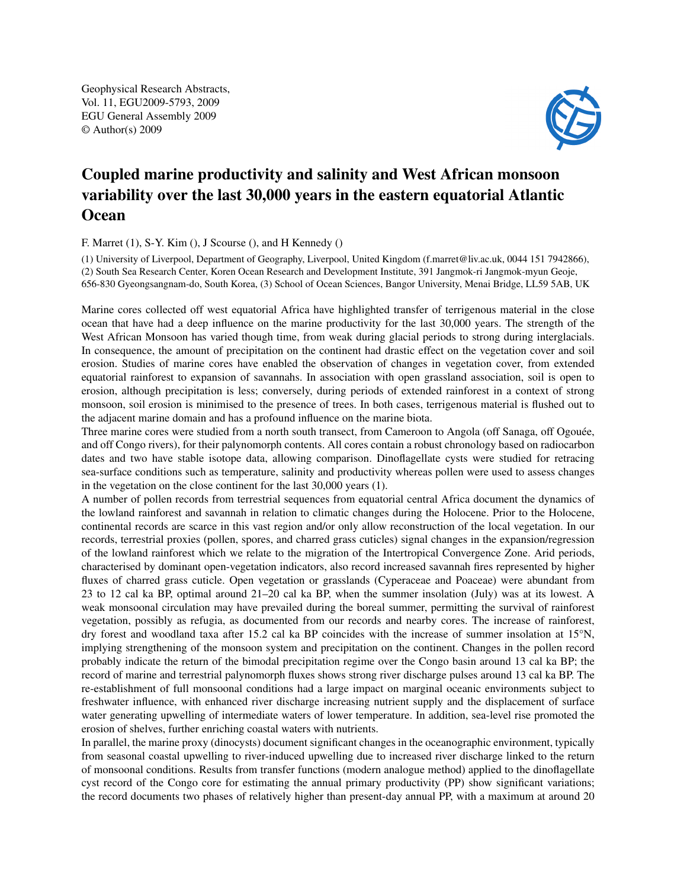# Coupled marine productivity and salinity and West African monsoon variability over the last 30,000 years in the eastern equatorial Atlantic Ocean

F. Marret (1), S-Y. Kim (), J Scourse (), and H Kennedy ()

(1) University of Liverpool, Department of Geography, Liverpool, United Kingdom (f.marret@liv.ac.uk, 0044 151 7942866), (2) South Sea Research Center, Koren Ocean Research and Development Institute, 391 Jangmok-ri Jangmok-myun Geoje, 656-830 Gyeongsangnam-do, South Korea, (3) School of Ocean Sciences, Bangor University, Menai Bridge, LL59 5AB, UK

Marine cores collected off west equatorial Africa have highlighted transfer of terrigenous material in the close ocean that have had a deep influence on the marine productivity for the last 30,000 years. The strength of the West African Monsoon has varied though time, from weak during glacial periods to strong during interglacials. In consequence, the amount of precipitation on the continent had drastic effect on the vegetation cover and soil erosion. Studies of marine cores have enabled the observation of changes in vegetation cover, from extended equatorial rainforest to expansion of savannahs. In association with open grassland association, soil is open to erosion, although precipitation is less; conversely, during periods of extended rainforest in a context of strong monsoon, soil erosion is minimised to the presence of trees. In both cases, terrigenous material is flushed out to the adjacent marine domain and has a profound influence on the marine biota.

Three marine cores were studied from a north south transect, from Cameroon to Angola (off Sanaga, off Ogouée, and off Congo rivers), for their palynomorph contents. All cores contain a robust chronology based on radiocarbon dates and two have stable isotope data, allowing comparison. Dinoflagellate cysts were studied for retracing sea-surface conditions such as temperature, salinity and productivity whereas pollen were used to assess changes in the vegetation on the close continent for the last 30,000 years (1).

A number of pollen records from terrestrial sequences from equatorial central Africa document the dynamics of the lowland rainforest and savannah in relation to climatic changes during the Holocene. Prior to the Holocene, continental records are scarce in this vast region and/or only allow reconstruction of the local vegetation. In our records, terrestrial proxies (pollen, spores, and charred grass cuticles) signal changes in the expansion/regression of the lowland rainforest which we relate to the migration of the Intertropical Convergence Zone. Arid periods, characterised by dominant open-vegetation indicators, also record increased savannah fires represented by higher fluxes of charred grass cuticle. Open vegetation or grasslands (Cyperaceae and Poaceae) were abundant from 23 to 12 cal ka BP, optimal around 21–20 cal ka BP, when the summer insolation (July) was at its lowest. A weak monsoonal circulation may have prevailed during the boreal summer, permitting the survival of rainforest vegetation, possibly as refugia, as documented from our records and nearby cores. The increase of rainforest, dry forest and woodland taxa after 15.2 cal ka BP coincides with the increase of summer insolation at 15°N, implying strengthening of the monsoon system and precipitation on the continent. Changes in the pollen record probably indicate the return of the bimodal precipitation regime over the Congo basin around 13 cal ka BP; the record of marine and terrestrial palynomorph fluxes shows strong river discharge pulses around 13 cal ka BP. The re-establishment of full monsoonal conditions had a large impact on marginal oceanic environments subject to freshwater influence, with enhanced river discharge increasing nutrient supply and the displacement of surface water generating upwelling of intermediate waters of lower temperature. In addition, sea-level rise promoted the erosion of shelves, further enriching coastal waters with nutrients.

In parallel, the marine proxy (dinocysts) document significant changes in the oceanographic environment, typically from seasonal coastal upwelling to river-induced upwelling due to increased river discharge linked to the return of monsoonal conditions. Results from transfer functions (modern analogue method) applied to the dinoflagellate cyst record of the Congo core for estimating the annual primary productivity (PP) show significant variations; the record documents two phases of relatively higher than present-day annual PP, with a maximum at around 20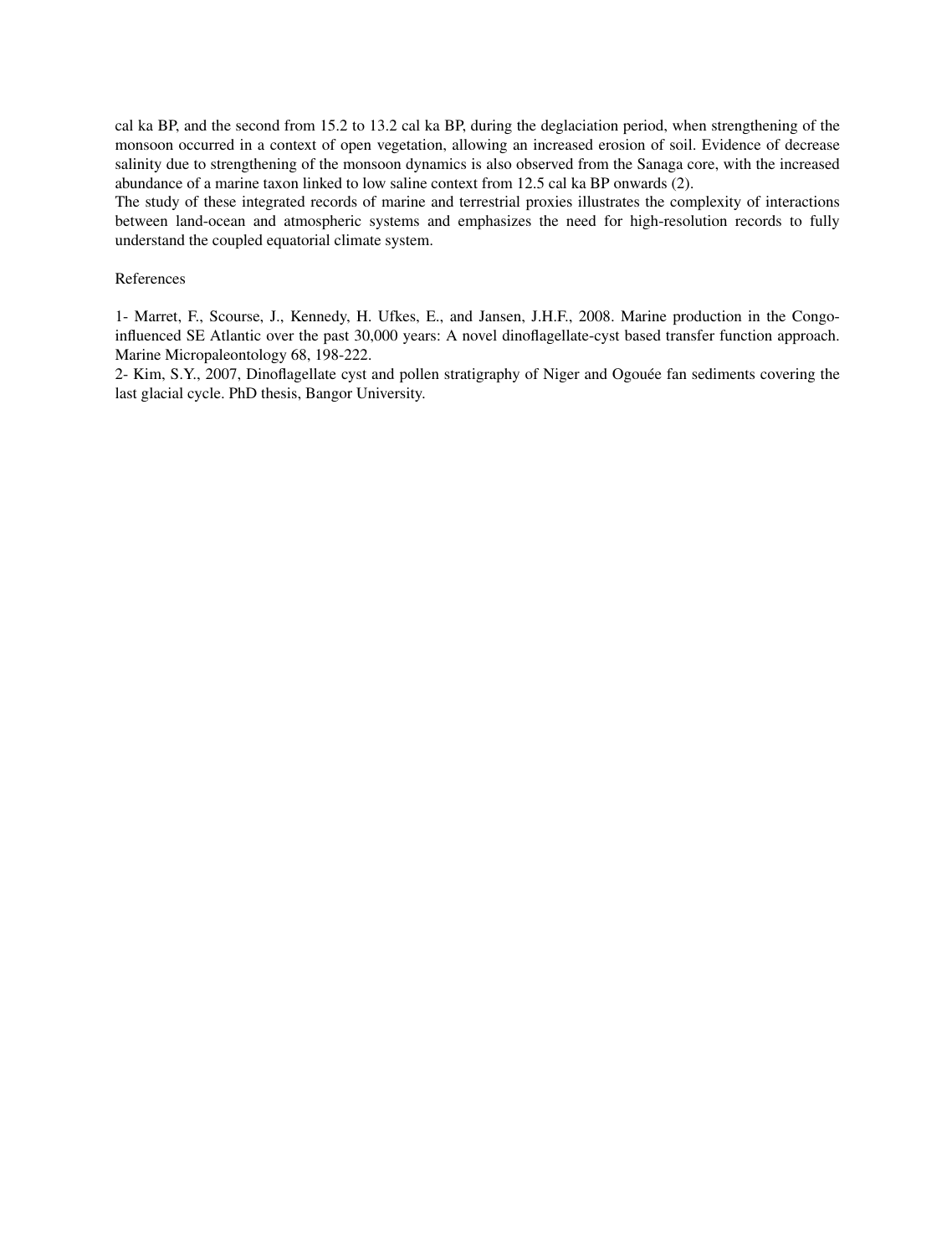cal ka BP, and the second from 15.2 to 13.2 cal ka BP, during the deglaciation period, when strengthening of the monsoon occurred in a context of open vegetation, allowing an increased erosion of soil. Evidence of decrease salinity due to strengthening of the monsoon dynamics is also observed from the Sanaga core, with the increased abundance of a marine taxon linked to low saline context from 12.5 cal ka BP onwards (2).

The study of these integrated records of marine and terrestrial proxies illustrates the complexity of interactions between land-ocean and atmospheric systems and emphasizes the need for high-resolution records to fully understand the coupled equatorial climate system.

References

1- Marret, F., Scourse, J., Kennedy, H. Ufkes, E., and Jansen, J.H.F., 2008. Marine production in the Congo-influenced SE Atlantic over the past 30,000 years: A novel dinoflagellate-cyst based transfer function approach. Marine Micropaleontology 68, 198-222.

2- Kim, S.Y., 2007, Dinoflagellate cyst and pollen stratigraphy of Niger and Ogouée fan sediments covering the last glacial cycle. PhD thesis, Bangor University.